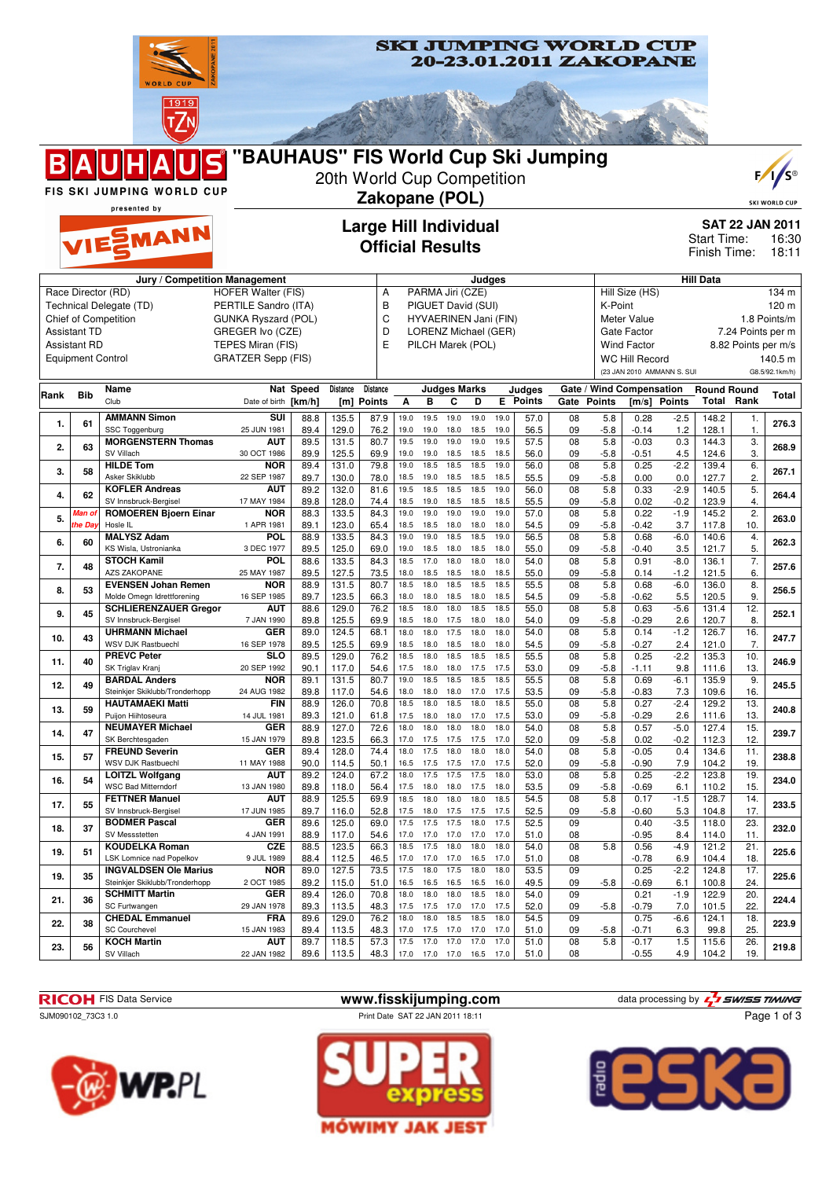# SKI JUMPING WORLD CUP 20-23.01.2011 ZAKOPANE

# "BAUHAUS" FIS World Cup Ski Jumping

FIS SKI JUMPING WORLD CUP presented by VIESSMANN

20th World Cup Competition

**Zakopane (POL)**

## Large Hill Individual
## Official Results

**SAT 22 JAN 2011**
Start Time: 16:30
Finish Time: 18:11

| Jury / Competition Management | | Judges | | Hill Data | |
|---|---|---|---|---|---|
| Race Director (RD) | HOFER Walter (FIS) | A | PARMA Jiri (CZE) | Hill Size (HS) | 134 m |
| Technical Delegate (TD) | PERTILE Sandro (ITA) | B | PIGUET David (SUI) | K-Point | 120 m |
| Chief of Competition | GUNKA Ryszard (POL) | C | HYVAERINEN Jani (FIN) | Meter Value | 1.8 Points/m |
| Assistant TD | GREGER Ivo (CZE) | D | LORENZ Michael (GER) | Gate Factor | 7.24 Points per m |
| Assistant RD | TEPES Miran (FIS) | E | PILCH Marek (POL) | Wind Factor | 8.82 Points per m/s |
| Equipment Control | GRATZER Sepp (FIS) | | | WC Hill Record | 140.5 m |
| | | | | (23 JAN 2010 AMMANN S. SUI | G8.5/92.1km/h) |

| Rank | Bib | Name / Club | Nat / Date of birth | Speed [km/h] | Distance [m] | Distance Points | A | B | C | D | E | Judges Points | Gate | Gate Points | Wind [m/s] | Wind Points | Round Total | Round Rank | Total |
|---|---|---|---|---|---|---|---|---|---|---|---|---|---|---|---|---|---|---|---|
| 1. | 61 | AMMANN Simon | SUI | 88.8 | 135.5 | 87.9 | 19.0 | 19.5 | 19.0 | 19.0 | 19.0 | 57.0 | 08 | 5.8 | 0.28 | -2.5 | 148.2 | 1. | 276.3 |
| | | SSC Toggenburg | 25 JUN 1981 | 89.4 | 129.0 | 76.2 | 19.0 | 19.0 | 18.0 | 18.5 | 19.0 | 56.5 | 09 | -5.8 | -0.14 | 1.2 | 128.1 | 1. | |
| 2. | 63 | MORGENSTERN Thomas | AUT | 89.5 | 131.5 | 80.7 | 19.5 | 19.0 | 19.0 | 19.0 | 19.5 | 57.5 | 08 | 5.8 | -0.03 | 0.3 | 144.3 | 3. | 268.9 |
| | | SV Villach | 30 OCT 1986 | 89.9 | 125.5 | 69.9 | 19.0 | 19.0 | 18.5 | 18.5 | 18.5 | 56.0 | 09 | -5.8 | -0.51 | 4.5 | 124.6 | 3. | |
| 3. | 58 | HILDE Tom | NOR | 89.4 | 131.0 | 79.8 | 19.0 | 18.5 | 18.5 | 18.5 | 19.0 | 56.0 | 08 | 5.8 | 0.25 | -2.2 | 139.4 | 6. | 267.1 |
| | | Asker Skiklubb | 22 SEP 1987 | 89.7 | 130.0 | 78.0 | 18.5 | 19.0 | 18.5 | 18.5 | 18.5 | 55.5 | 09 | -5.8 | 0.00 | 0.0 | 127.7 | 2. | |
| 4. | 62 | KOFLER Andreas | AUT | 89.2 | 132.0 | 81.6 | 19.5 | 18.5 | 18.5 | 18.5 | 19.0 | 56.0 | 08 | 5.8 | 0.33 | -2.9 | 140.5 | 5. | 264.4 |
| | | SV Innsbruck-Bergisel | 17 MAY 1984 | 89.8 | 128.0 | 74.4 | 18.5 | 19.0 | 18.5 | 18.5 | 18.5 | 55.5 | 09 | -5.8 | 0.02 | -0.2 | 123.9 | 4. | |
| 5. | Man of the Day | ROMOEREN Bjoern Einar | NOR | 88.3 | 133.5 | 84.3 | 19.0 | 19.0 | 19.0 | 19.0 | 19.0 | 57.0 | 08 | 5.8 | 0.22 | -1.9 | 145.2 | 2. | 263.0 |
| | | Hosle IL | 1 APR 1981 | 89.1 | 123.0 | 65.4 | 18.5 | 18.5 | 18.0 | 18.0 | 18.0 | 54.5 | 09 | -5.8 | -0.42 | 3.7 | 117.8 | 10. | |
| 6. | 60 | MALYSZ Adam | POL | 88.9 | 133.5 | 84.3 | 19.0 | 19.0 | 18.5 | 18.5 | 19.0 | 56.5 | 08 | 5.8 | 0.68 | -6.0 | 140.6 | 4. | 262.3 |
| | | KS Wisla, Ustronianka | 3 DEC 1977 | 89.5 | 125.0 | 69.0 | 19.0 | 18.5 | 18.0 | 18.5 | 18.0 | 55.0 | 09 | -5.8 | -0.40 | 3.5 | 121.7 | 5. | |
| 7. | 48 | STOCH Kamil | POL | 88.6 | 133.5 | 84.3 | 18.5 | 17.0 | 18.0 | 18.0 | 18.0 | 54.0 | 08 | 5.8 | 0.91 | -8.0 | 136.1 | 7. | 257.6 |
| | | AZS ZAKOPANE | 25 MAY 1987 | 89.5 | 127.5 | 73.5 | 18.0 | 18.5 | 18.5 | 18.0 | 18.5 | 55.0 | 09 | -5.8 | 0.14 | -1.2 | 121.5 | 6. | |
| 8. | 53 | EVENSEN Johan Remen | NOR | 88.9 | 131.5 | 80.7 | 18.5 | 18.0 | 18.5 | 18.5 | 18.5 | 55.5 | 08 | 5.8 | 0.68 | -6.0 | 136.0 | 8. | 256.5 |
| | | Molde Omegn Idrettforening | 16 SEP 1985 | 89.7 | 123.5 | 66.3 | 18.0 | 18.0 | 18.5 | 18.0 | 18.0 | 54.5 | 09 | -5.8 | -0.62 | 5.5 | 120.5 | 9. | |
| 9. | 45 | SCHLIERENZAUER Gregor | AUT | 88.6 | 129.0 | 76.2 | 18.5 | 18.0 | 18.0 | 18.5 | 18.5 | 55.0 | 08 | 5.8 | 0.63 | -5.6 | 131.4 | 12. | 252.1 |
| | | SV Innsbruck-Bergisel | 7 JAN 1990 | 89.8 | 125.5 | 69.9 | 18.5 | 18.0 | 17.5 | 18.0 | 18.0 | 54.0 | 09 | -5.8 | -0.29 | 2.6 | 120.7 | 8. | |
| 10. | 43 | UHRMANN Michael | GER | 89.0 | 124.5 | 68.1 | 18.0 | 18.0 | 17.5 | 18.0 | 18.0 | 54.0 | 08 | 5.8 | 0.14 | -1.2 | 126.7 | 16. | 247.7 |
| | | WSV DJK Rastbuechl | 16 SEP 1978 | 89.5 | 125.5 | 69.9 | 18.5 | 18.0 | 18.5 | 18.0 | 18.0 | 54.5 | 09 | -5.8 | -0.27 | 2.4 | 121.0 | 7. | |
| 11. | 40 | PREVC Peter | SLO | 89.5 | 129.0 | 76.2 | 18.5 | 18.0 | 18.5 | 18.5 | 18.5 | 55.5 | 08 | 5.8 | 0.25 | -2.2 | 135.3 | 10. | 246.9 |
| | | SK Triglav Kranj | 20 SEP 1992 | 90.1 | 117.0 | 54.6 | 17.5 | 18.0 | 18.0 | 17.5 | 17.5 | 53.0 | 09 | -5.8 | -1.11 | 9.8 | 111.6 | 13. | |
| 12. | 49 | BARDAL Anders | NOR | 89.1 | 131.5 | 80.7 | 19.0 | 18.5 | 18.5 | 18.5 | 18.5 | 55.5 | 08 | 5.8 | 0.69 | -6.1 | 135.9 | 9. | 245.5 |
| | | Steinkjer Skiklubb/Tronderhopp | 24 AUG 1982 | 89.8 | 117.0 | 54.6 | 18.0 | 18.0 | 18.0 | 17.0 | 17.5 | 53.5 | 09 | -5.8 | -0.83 | 7.3 | 109.6 | 16. | |
| 13. | 59 | HAUTAMAEKI Matti | FIN | 88.9 | 126.0 | 70.8 | 18.5 | 18.0 | 18.5 | 18.0 | 18.5 | 55.0 | 08 | 5.8 | 0.27 | -2.4 | 129.2 | 13. | 240.8 |
| | | Puijon Hiihtoseura | 14 JUL 1981 | 89.3 | 121.0 | 61.8 | 17.5 | 18.0 | 18.0 | 17.0 | 17.5 | 53.0 | 09 | -5.8 | -0.29 | 2.6 | 111.6 | 13. | |
| 14. | 47 | NEUMAYER Michael | GER | 88.9 | 127.0 | 72.6 | 18.0 | 18.0 | 18.0 | 18.0 | 18.0 | 54.0 | 08 | 5.8 | 0.57 | -5.0 | 127.4 | 15. | 239.7 |
| | | SK Berchtesgaden | 15 JAN 1979 | 89.8 | 123.5 | 66.3 | 17.0 | 17.5 | 17.5 | 17.5 | 17.0 | 52.0 | 09 | -5.8 | 0.02 | -0.2 | 112.3 | 12. | |
| 15. | 57 | FREUND Severin | GER | 89.4 | 128.0 | 74.4 | 18.0 | 17.5 | 18.0 | 18.0 | 18.0 | 54.0 | 08 | 5.8 | -0.05 | 0.4 | 134.6 | 11. | 238.8 |
| | | WSV DJK Rastbuechl | 11 MAY 1988 | 90.0 | 114.5 | 50.1 | 16.5 | 17.5 | 17.5 | 17.0 | 17.5 | 52.0 | 09 | -5.8 | -0.90 | 7.9 | 104.2 | 19. | |
| 16. | 54 | LOITZL Wolfgang | AUT | 89.2 | 124.0 | 67.2 | 18.0 | 17.5 | 17.5 | 17.5 | 18.0 | 53.0 | 08 | 5.8 | 0.25 | -2.2 | 123.8 | 19. | 234.0 |
| | | WSC Bad Mitterndorf | 13 JAN 1980 | 89.8 | 118.0 | 56.4 | 17.5 | 18.0 | 18.0 | 17.5 | 18.0 | 53.5 | 09 | -5.8 | -0.69 | 6.1 | 110.2 | 15. | |
| 17. | 55 | FETTNER Manuel | AUT | 88.9 | 125.5 | 69.9 | 18.5 | 18.0 | 18.0 | 18.0 | 18.5 | 54.5 | 08 | 5.8 | 0.17 | -1.5 | 128.7 | 14. | 233.5 |
| | | SV Innsbruck-Bergisel | 17 JUN 1985 | 89.7 | 116.0 | 52.8 | 17.5 | 18.0 | 17.5 | 17.5 | 17.5 | 52.5 | 09 | -5.8 | -0.60 | 5.3 | 104.8 | 17. | |
| 18. | 37 | BODMER Pascal | GER | 89.6 | 125.0 | 69.0 | 17.5 | 17.5 | 17.5 | 18.0 | 17.5 | 52.5 | 09 | | 0.40 | -3.5 | 118.0 | 23. | 232.0 |
| | | SV Messstetten | 4 JAN 1991 | 88.9 | 117.0 | 54.6 | 17.0 | 17.0 | 17.0 | 17.0 | 17.0 | 51.0 | 08 | | -0.95 | 8.4 | 114.0 | 11. | |
| 19. | 51 | KOUDELKA Roman | CZE | 88.5 | 123.5 | 66.3 | 18.5 | 17.5 | 18.0 | 18.0 | 18.0 | 54.0 | 08 | 5.8 | 0.56 | -4.9 | 121.2 | 21. | 225.6 |
| | | LSK Lomnice nad Popelkov | 9 JUL 1989 | 88.4 | 112.5 | 46.5 | 17.0 | 17.0 | 17.0 | 16.5 | 17.0 | 51.0 | 08 | | -0.78 | 6.9 | 104.4 | 18. | |
| 19. | 35 | INGVALDSEN Ole Marius | NOR | 89.0 | 127.5 | 73.5 | 17.5 | 18.0 | 17.5 | 18.0 | 18.0 | 53.5 | 09 | | 0.25 | -2.2 | 124.8 | 17. | 225.6 |
| | | Steinkjer Skiklubb/Tronderhopp | 2 OCT 1985 | 89.2 | 115.0 | 51.0 | 16.5 | 16.5 | 16.5 | 16.5 | 16.0 | 49.5 | 09 | -5.8 | -0.69 | 6.1 | 100.8 | 24. | |
| 21. | 36 | SCHMITT Martin | GER | 89.4 | 126.0 | 70.8 | 18.0 | 18.0 | 18.0 | 18.0 | 18.0 | 54.0 | 09 | | 0.21 | -1.9 | 122.9 | 20. | 224.4 |
| | | SC Furtwangen | 29 JAN 1978 | 89.3 | 113.5 | 48.3 | 17.5 | 17.5 | 17.0 | 17.0 | 17.5 | 52.0 | 09 | -5.8 | -0.79 | 7.0 | 101.5 | 22. | |
| 22. | 38 | CHEDAL Emmanuel | FRA | 89.6 | 129.0 | 76.2 | 18.0 | 18.0 | 18.5 | 18.5 | 18.0 | 54.5 | 09 | | 0.75 | -6.6 | 124.1 | 18. | 223.9 |
| | | SC Courchevel | 15 JAN 1983 | 89.4 | 113.5 | 48.3 | 17.0 | 17.0 | 17.0 | 17.0 | 17.0 | 51.0 | 09 | -5.8 | -0.71 | 6.3 | 99.8 | 25. | |
| 23. | 56 | KOCH Martin | AUT | 89.7 | 118.5 | 57.3 | 17.5 | 17.0 | 17.0 | 17.0 | 17.0 | 51.0 | 08 | 5.8 | -0.17 | 1.5 | 115.6 | 26. | 219.8 |
| | | SV Villach | 22 JAN 1982 | 89.6 | 113.5 | 48.3 | 17.0 | 17.0 | 17.0 | 16.5 | 17.0 | 51.0 | 08 | | -0.55 | 4.9 | 104.2 | 19. | |

RICOH FIS Data Service | www.fisskijumping.com | data processing by SWISS TIMING

SJM090102_73C3 1.0 | Print Date SAT 22 JAN 2011 18:11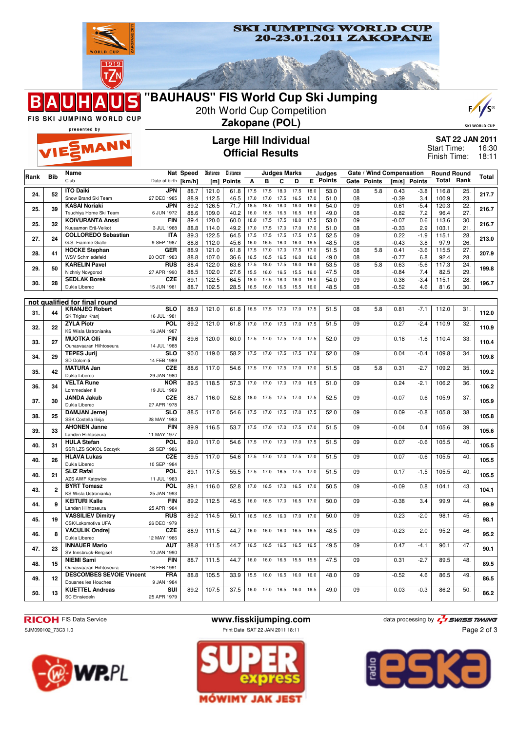# SKI JUMPING WORLD CUP 20-23.01.2011 ZAKOPANE

## "BAUHAUS" FIS World Cup Ski Jumping

20th World Cup Competition

**Zakopane (POL)**

FIS SKI JUMPING WORLD CUP presented by VIESSMANN

### Large Hill Individual
### Official Results

**SAT 22 JAN 2011**
Start Time: 16:30
Finish Time: 18:11

| Rank | Bib | Name / Club | Nat / Date of birth | Speed [km/h] | Distance [m] | Distance Points | A | B | C | D | E | Judges Points | Gate | Gate Points | Wind [m/s] | Wind Points | Round Total | Round Rank | Total |
|---|---|---|---|---|---|---|---|---|---|---|---|---|---|---|---|---|---|---|---|
| 24. | 52 | **ITO Daiki** / Snow Brand Ski Team | JPN / 27 DEC 1985 | 88.7 | 121.0 | 61.8 | 17.5 | 17.5 | 18.0 | 17.5 | 18.0 | 53.0 | 08 | 5.8 | 0.43 | -3.8 | 116.8 | 25. | 217.7 |
| | | | | 88.9 | 112.5 | 46.5 | 17.0 | 17.0 | 17.5 | 16.5 | 17.0 | 51.0 | 08 | | -0.39 | 3.4 | 100.9 | 23. | |
| 25. | 39 | **KASAI Noriaki** / Tsuchiya Home Ski Team | JPN / 6 JUN 1972 | 89.2 | 126.5 | 71.7 | 18.5 | 18.0 | 18.0 | 18.0 | 18.0 | 54.0 | 09 | | 0.61 | -5.4 | 120.3 | 22. | 216.7 |
| | | | | 88.6 | 109.0 | 40.2 | 16.0 | 16.5 | 16.5 | 16.5 | 16.0 | 49.0 | 08 | | -0.82 | 7.2 | 96.4 | 27. | |
| 25. | 32 | **KOIVURANTA Anssi** / Kuusamon Erä-Veikot | FIN / 3 JUL 1988 | 89.4 | 120.0 | 60.0 | 18.0 | 17.5 | 17.5 | 18.0 | 17.5 | 53.0 | 09 | | -0.07 | 0.6 | 113.6 | 30. | 216.7 |
| | | | | 88.8 | 114.0 | 49.2 | 17.0 | 17.5 | 17.0 | 17.0 | 17.0 | 51.0 | 08 | | -0.33 | 2.9 | 103.1 | 21. | |
| 27. | 24 | **COLLOREDO Sebastian** / G.S. Fiamme Gialle | ITA / 9 SEP 1987 | 89.3 | 122.5 | 64.5 | 17.5 | 17.5 | 17.5 | 17.5 | 17.5 | 52.5 | 09 | | 0.22 | -1.9 | 115.1 | 28. | 213.0 |
| | | | | 88.8 | 112.0 | 45.6 | 16.0 | 16.5 | 16.0 | 16.0 | 16.5 | 48.5 | 08 | | -0.43 | 3.8 | 97.9 | 26. | |
| 28. | 41 | **HOCKE Stephan** / WSV Schmiedefeld | GER / 20 OCT 1983 | 88.9 | 121.0 | 61.8 | 17.5 | 17.0 | 17.0 | 17.5 | 17.0 | 51.5 | 08 | 5.8 | 0.41 | -3.6 | 115.5 | 27. | 207.9 |
| | | | | 88.8 | 107.0 | 36.6 | 16.5 | 16.5 | 16.5 | 16.0 | 16.0 | 49.0 | 08 | | -0.77 | 6.8 | 92.4 | 28. | |
| 29. | 50 | **KARELIN Pavel** / Nizhniy Novgorod | RUS / 27 APR 1990 | 88.4 | 122.0 | 63.6 | 17.5 | 18.0 | 17.5 | 18.0 | 18.0 | 53.5 | 08 | 5.8 | 0.63 | -5.6 | 117.3 | 24. | 199.8 |
| | | | | 88.5 | 102.0 | 27.6 | 15.5 | 16.0 | 16.5 | 15.5 | 16.0 | 47.5 | 08 | | -0.84 | 7.4 | 82.5 | 29. | |
| 30. | 28 | **SEDLAK Borek** / Dukla Liberec | CZE / 15 JUN 1981 | 89.1 | 122.5 | 64.5 | 18.0 | 17.5 | 18.0 | 18.0 | 18.0 | 54.0 | 09 | | 0.38 | -3.4 | 115.1 | 28. | 196.7 |
| | | | | 88.7 | 102.5 | 28.5 | 16.5 | 16.0 | 16.5 | 15.5 | 16.0 | 48.5 | 08 | | -0.52 | 4.6 | 81.6 | 30. | |

**not qualified for final round**

| Rank | Bib | Name / Club | Nat / Date of birth | Speed [km/h] | Distance [m] | Distance Points | A | B | C | D | E | Judges Points | Gate | Gate Points | Wind [m/s] | Wind Points | Round Total | Round Rank | Total |
|---|---|---|---|---|---|---|---|---|---|---|---|---|---|---|---|---|---|---|---|
| 31. | 44 | **KRANJEC Robert** / SK Triglav Kranj | SLO / 16 JUL 1981 | 88.9 | 121.0 | 61.8 | 16.5 | 17.5 | 17.0 | 17.0 | 17.5 | 51.5 | 08 | 5.8 | 0.81 | -7.1 | 112.0 | 31. | 112.0 |
| 32. | 22 | **ZYLA Piotr** / KS Wisla Ustronianka | POL / 16 JAN 1987 | 89.2 | 121.0 | 61.8 | 17.0 | 17.0 | 17.5 | 17.0 | 17.5 | 51.5 | 09 | | 0.27 | -2.4 | 110.9 | 32. | 110.9 |
| 33. | 27 | **MUOTKA Olli** / Ounasvaaran Hiihtoseura | FIN / 14 JUL 1988 | 89.6 | 120.0 | 60.0 | 17.5 | 17.0 | 17.5 | 17.0 | 17.5 | 52.0 | 09 | | 0.18 | -1.6 | 110.4 | 33. | 110.4 |
| 34. | 29 | **TEPES Jurij** / SD Dolomiti | SLO / 14 FEB 1989 | 90.0 | 119.0 | 58.2 | 17.5 | 17.0 | 17.5 | 17.5 | 17.0 | 52.0 | 09 | | 0.04 | -0.4 | 109.8 | 34. | 109.8 |
| 35. | 42 | **MATURA Jan** / Dukla Liberec | CZE / 29 JAN 1980 | 88.6 | 117.0 | 54.6 | 17.5 | 17.0 | 17.5 | 17.0 | 17.0 | 51.5 | 08 | 5.8 | 0.31 | -2.7 | 109.2 | 35. | 109.2 |
| 36. | 34 | **VELTA Rune** / Lommedalen Il | NOR / 19 JUL 1989 | 89.5 | 118.5 | 57.3 | 17.0 | 17.0 | 17.0 | 17.0 | 16.5 | 51.0 | 09 | | 0.24 | -2.1 | 106.2 | 36. | 106.2 |
| 37. | 30 | **JANDA Jakub** / Dukla Liberec | CZE / 27 APR 1978 | 88.7 | 116.0 | 52.8 | 18.0 | 17.5 | 17.5 | 17.0 | 17.5 | 52.5 | 09 | | -0.07 | 0.6 | 105.9 | 37. | 105.9 |
| 38. | 25 | **DAMJAN Jernej** / SSK Costella Ilirija | SLO / 28 MAY 1983 | 88.5 | 117.0 | 54.6 | 17.5 | 17.0 | 17.5 | 17.0 | 17.5 | 52.0 | 09 | | 0.09 | -0.8 | 105.8 | 38. | 105.8 |
| 39. | 33 | **AHONEN Janne** / Lahden Hiihtoseura | FIN / 11 MAY 1977 | 89.9 | 116.5 | 53.7 | 17.5 | 17.0 | 17.0 | 17.5 | 17.0 | 51.5 | 09 | | -0.04 | 0.4 | 105.6 | 39. | 105.6 |
| 40. | 31 | **HULA Stefan** / SSR LZS SOKOL Szczyrk | POL / 29 SEP 1986 | 89.0 | 117.0 | 54.6 | 17.5 | 17.0 | 17.0 | 17.0 | 17.5 | 51.5 | 09 | | 0.07 | -0.6 | 105.5 | 40. | 105.5 |
| 40. | 26 | **HLAVA Lukas** / Dukla Liberec | CZE / 10 SEP 1984 | 89.5 | 117.0 | 54.6 | 17.5 | 17.0 | 17.0 | 17.5 | 17.0 | 51.5 | 09 | | 0.07 | -0.6 | 105.5 | 40. | 105.5 |
| 40. | 21 | **SLIZ Rafal** / AZS AWF Katowice | POL / 11 JUL 1983 | 89.1 | 117.5 | 55.5 | 17.5 | 17.0 | 16.5 | 17.5 | 17.0 | 51.5 | 09 | | 0.17 | -1.5 | 105.5 | 40. | 105.5 |
| 43. | 2 | **BYRT Tomasz** / KS Wisla Ustronianka | POL / 25 JAN 1993 | 89.1 | 116.0 | 52.8 | 17.0 | 16.5 | 17.0 | 16.5 | 17.0 | 50.5 | 09 | | -0.09 | 0.8 | 104.1 | 43. | 104.1 |
| 44. | 9 | **KEITURI Kalle** / Lahden Hiihtoseura | FIN / 25 APR 1984 | 89.2 | 112.5 | 46.5 | 16.0 | 16.5 | 17.0 | 16.5 | 17.0 | 50.0 | 09 | | -0.38 | 3.4 | 99.9 | 44. | 99.9 |
| 45. | 19 | **VASSILIEV Dimitry** / CSK/Lokomotiva UFA | RUS / 26 DEC 1979 | 89.2 | 114.5 | 50.1 | 16.5 | 16.5 | 16.0 | 17.0 | 17.0 | 50.0 | 09 | | 0.23 | -2.0 | 98.1 | 45. | 98.1 |
| 46. | 8 | **VACULIK Ondrej** / Dukla Liberec | CZE / 12 MAY 1986 | 88.9 | 111.5 | 44.7 | 16.0 | 16.0 | 16.0 | 16.5 | 16.5 | 48.5 | 09 | | -0.23 | 2.0 | 95.2 | 46. | 95.2 |
| 47. | 23 | **INNAUER Mario** / SV Innsbruck-Bergisel | AUT / 10 JAN 1990 | 88.8 | 111.5 | 44.7 | 16.5 | 16.5 | 16.5 | 16.5 | 16.5 | 49.5 | 09 | | 0.47 | -4.1 | 90.1 | 47. | 90.1 |
| 48. | 15 | **NIEMI Sami** / Ounasvaaran Hiihtoseura | FIN / 16 FEB 1991 | 88.7 | 111.5 | 44.7 | 16.0 | 16.0 | 16.5 | 15.5 | 15.5 | 47.5 | 09 | | 0.31 | -2.7 | 89.5 | 48. | 89.5 |
| 49. | 12 | **DESCOMBES SEVOIE Vincent** / Douanes les Houches | FRA / 9 JAN 1984 | 88.8 | 105.5 | 33.9 | 15.5 | 16.0 | 16.5 | 16.0 | 16.0 | 48.0 | 09 | | -0.52 | 4.6 | 86.5 | 49. | 86.5 |
| 50. | 13 | **KUETTEL Andreas** / SC Einsiedeln | SUI / 25 APR 1979 | 89.2 | 107.5 | 37.5 | 16.0 | 17.0 | 16.5 | 16.0 | 16.5 | 49.0 | 09 | | 0.03 | -0.3 | 86.2 | 50. | 86.2 |

RICOH FIS Data Service — www.fisskijumping.com — data processing by SWISS TIMING

SJM090102_73C3 1.0 — Print Date SAT 22 JAN 2011 18:11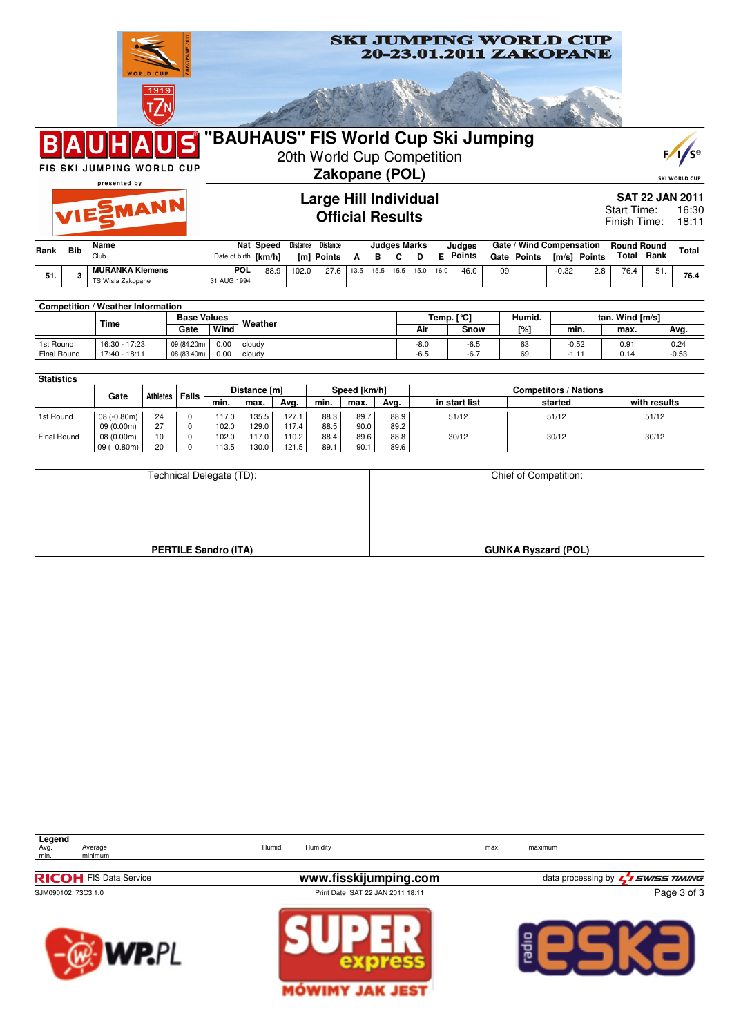# SKI JUMPING WORLD CUP 20-23.01.2011 ZAKOPANE

## "BAUHAUS" FIS World Cup Ski Jumping

20th World Cup Competition

**Zakopane (POL)**

FIS SKI JUMPING WORLD CUP presented by VIESSMANN

### Large Hill Individual
### Official Results

**SAT 22 JAN 2011**
Start Time: 16:30
Finish Time: 18:11

| Rank | Bib | Name / Club | Nat / Date of birth | Speed [km/h] | Distance [m] | Distance Points | A | B | C | D | E | Judges Points | Gate | Gate Points | Wind [m/s] | Wind Points | Round Total | Round Rank | Total |
|---|---|---|---|---|---|---|---|---|---|---|---|---|---|---|---|---|---|---|---|
| 51. | 3 | **MURANKA Klemens** TS Wisla Zakopane | POL 31 AUG 1994 | 88.9 | 102.0 | 27.6 | 13.5 | 15.5 | 15.5 | 15.0 | 16.0 | 46.0 | 09 | | -0.32 | 2.8 | 76.4 | 51. | 76.4 |

**Competition / Weather Information**

| | Time | Base Values Gate | Base Values Wind | Weather | Temp. [°C] Air | Temp. [°C] Snow | Humid. [%] | tan. Wind [m/s] min. | max. | Avg. |
|---|---|---|---|---|---|---|---|---|---|---|
| 1st Round | 16:30 - 17:23 | 09 (84.20m) | 0.00 | cloudy | -8.0 | -6.5 | 63 | -0.52 | 0.91 | 0.24 |
| Final Round | 17:40 - 18:11 | 08 (83.40m) | 0.00 | cloudy | -6.5 | -6.7 | 69 | -1.11 | 0.14 | -0.53 |

**Statistics**

| | Gate | Athletes | Falls | Distance [m] min. | max. | Avg. | Speed [km/h] min. | max. | Avg. | Competitors / Nations in start list | started | with results |
|---|---|---|---|---|---|---|---|---|---|---|---|---|
| 1st Round | 08 (-0.80m) | 24 | 0 | 117.0 | 135.5 | 127.1 | 88.3 | 89.7 | 88.9 | 51/12 | 51/12 | 51/12 |
| | 09 (0.00m) | 27 | 0 | 102.0 | 129.0 | 117.4 | 88.5 | 90.0 | 89.2 | | | |
| Final Round | 08 (0.00m) | 10 | 0 | 102.0 | 117.0 | 110.2 | 88.4 | 89.6 | 88.8 | 30/12 | 30/12 | 30/12 |
| | 09 (+0.80m) | 20 | 0 | 113.5 | 130.0 | 121.5 | 89.1 | 90.1 | 89.6 | | | |

| Technical Delegate (TD): | Chief of Competition: |
|---|---|
| **PERTILE Sandro (ITA)** | **GUNKA Ryszard (POL)** |

**Legend**
Avg. Average
min. minimum
Humid. Humidity
max. maximum

RICOH FIS Data Service — www.fisskijumping.com — data processing by SWISS TIMING

SJM090102_73C3 1.0 — Print Date SAT 22 JAN 2011 18:11